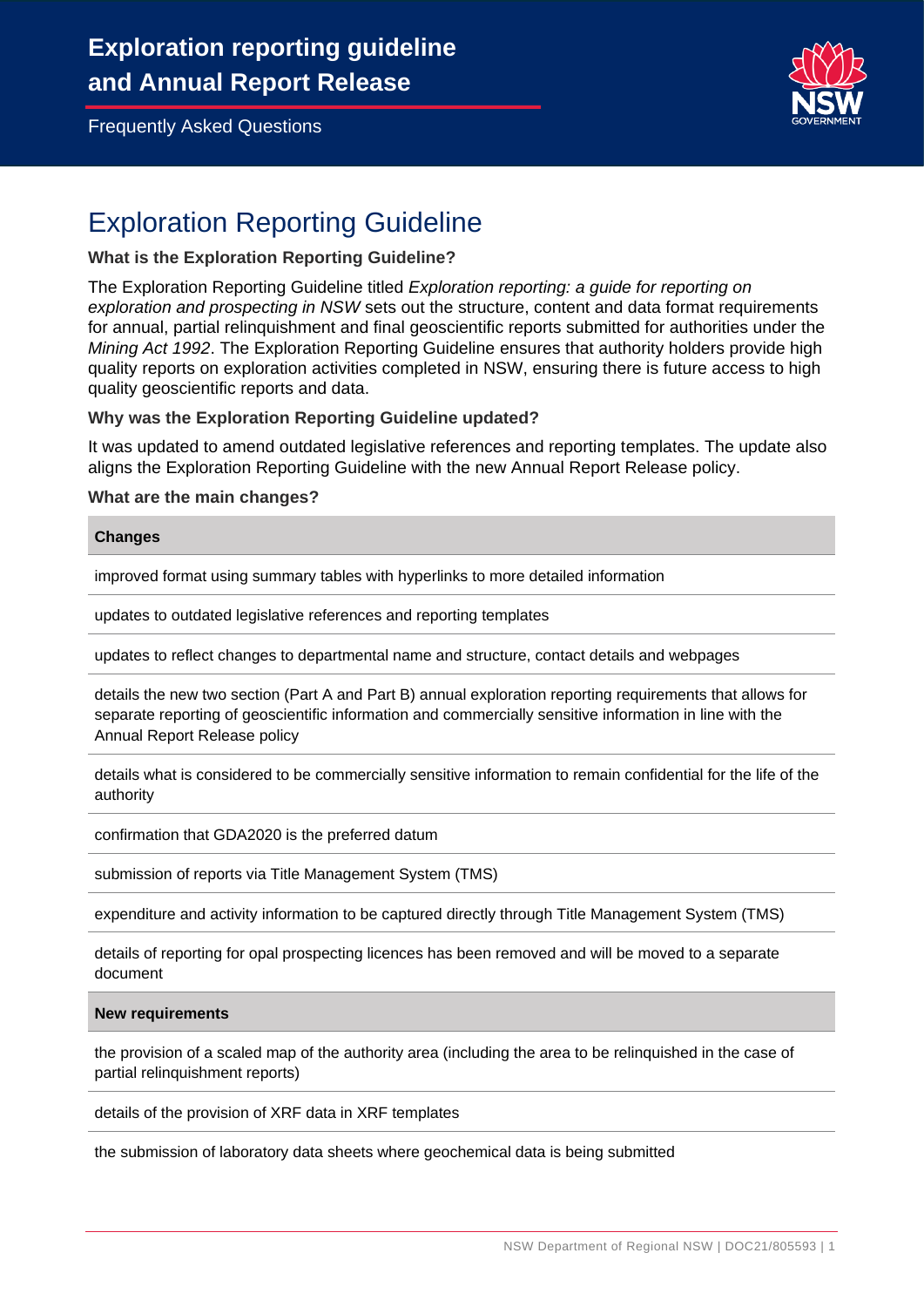# Exploration reporting guideline and Annual Report Release

Frequently Asked Questions

## Exploration Reporting Guideline

**What is the Exploration Reporting Guideline?**

The Exploration Reporting Guideline titled *Exploration reporting: a guide for reporting on exploration and prospecting in NSW* sets out the structure, content and data format requirements for annual, partial relinquishment and final geoscientific reports submitted for authorities under the *Mining Act 1992*. The Exploration Reporting Guideline ensures that authority holders provide high quality reports on exploration activities completed in NSW, ensuring there is future access to high quality geoscientific reports and data.

**Why was the Exploration Reporting Guideline updated?**

It was updated to amend outdated legislative references and reporting templates. The update also aligns the Exploration Reporting Guideline with the new Annual Report Release policy.

**What are the main changes?**

| Changes |
|---|
| improved format using summary tables with hyperlinks to more detailed information |
| updates to outdated legislative references and reporting templates |
| updates to reflect changes to departmental name and structure, contact details and webpages |
| details the new two section (Part A and Part B) annual exploration reporting requirements that allows for separate reporting of geoscientific information and commercially sensitive information in line with the Annual Report Release policy |
| details what is considered to be commercially sensitive information to remain confidential for the life of the authority |
| confirmation that GDA2020 is the preferred datum |
| submission of reports via Title Management System (TMS) |
| expenditure and activity information to be captured directly through Title Management System (TMS) |
| details of reporting for opal prospecting licences has been removed and will be moved to a separate document |
| **New requirements** |
| the provision of a scaled map of the authority area (including the area to be relinquished in the case of partial relinquishment reports) |
| details of the provision of XRF data in XRF templates |
| the submission of laboratory data sheets where geochemical data is being submitted |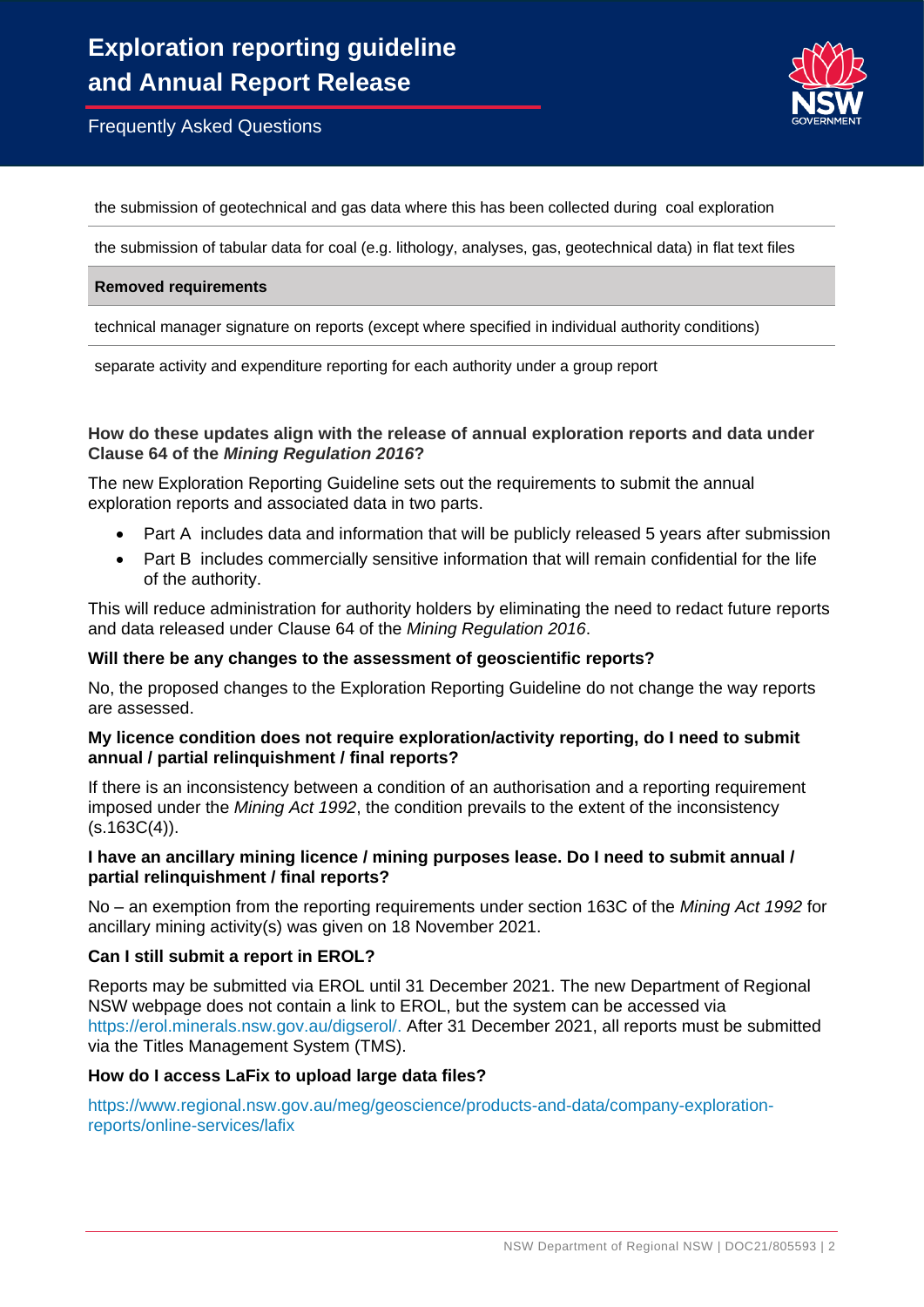| |
|---|
| the submission of geotechnical and gas data where this has been collected during coal exploration |
| the submission of tabular data for coal (e.g. lithology, analyses, gas, geotechnical data) in flat text files |
| **Removed requirements** |
| technical manager signature on reports (except where specified in individual authority conditions) |
| separate activity and expenditure reporting for each authority under a group report |

### How do these updates align with the release of annual exploration reports and data under Clause 64 of the *Mining Regulation 2016*?

The new Exploration Reporting Guideline sets out the requirements to submit the annual exploration reports and associated data in two parts.

- Part A includes data and information that will be publicly released 5 years after submission
- Part B includes commercially sensitive information that will remain confidential for the life of the authority.

This will reduce administration for authority holders by eliminating the need to redact future reports and data released under Clause 64 of the *Mining Regulation 2016*.

### Will there be any changes to the assessment of geoscientific reports?

No, the proposed changes to the Exploration Reporting Guideline do not change the way reports are assessed.

### My licence condition does not require exploration/activity reporting, do I need to submit annual / partial relinquishment / final reports?

If there is an inconsistency between a condition of an authorisation and a reporting requirement imposed under the *Mining Act 1992*, the condition prevails to the extent of the inconsistency (s.163C(4)).

### I have an ancillary mining licence / mining purposes lease. Do I need to submit annual / partial relinquishment / final reports?

No – an exemption from the reporting requirements under section 163C of the *Mining Act 1992* for ancillary mining activity(s) was given on 18 November 2021.

### Can I still submit a report in EROL?

Reports may be submitted via EROL until 31 December 2021. The new Department of Regional NSW webpage does not contain a link to EROL, but the system can be accessed via https://erol.minerals.nsw.gov.au/digserol/. After 31 December 2021, all reports must be submitted via the Titles Management System (TMS).

### How do I access LaFix to upload large data files?

https://www.regional.nsw.gov.au/meg/geoscience/products-and-data/company-exploration-reports/online-services/lafix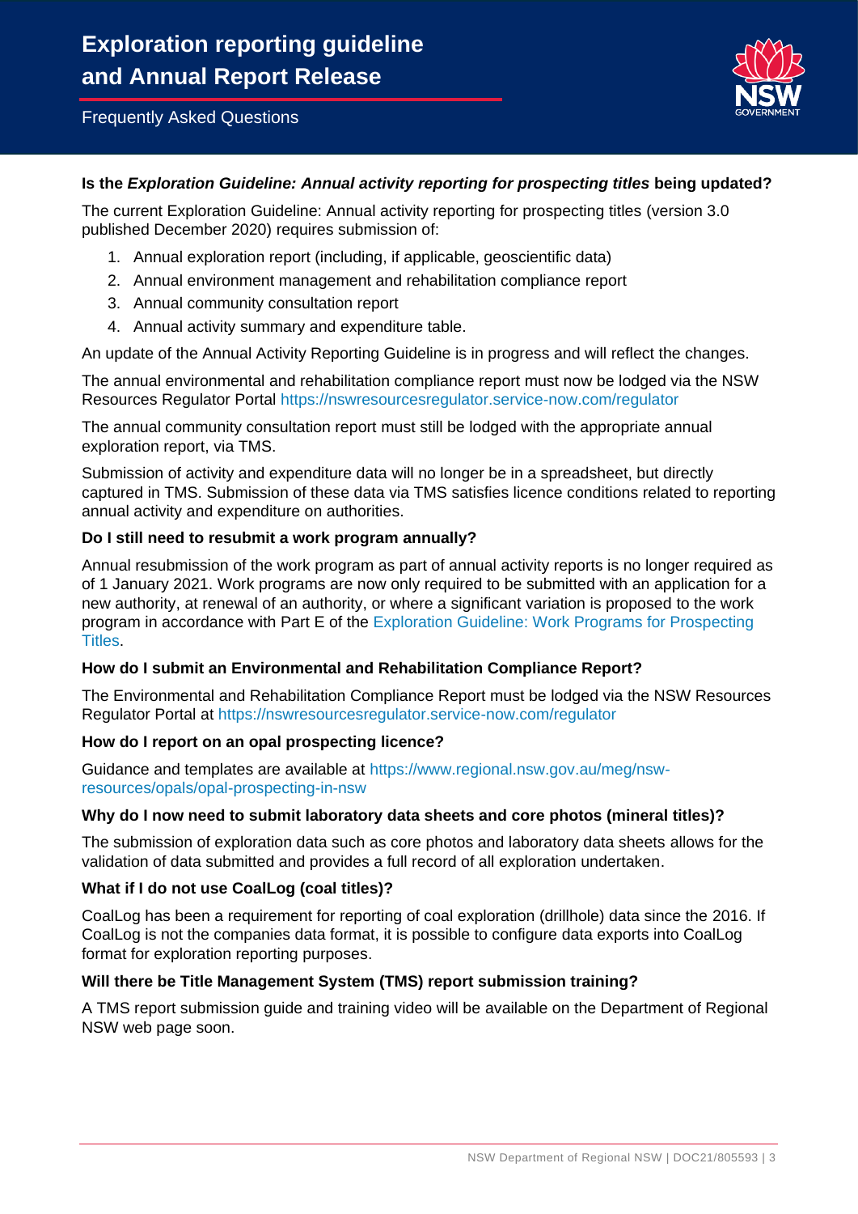# Exploration reporting guideline and Annual Report Release

Frequently Asked Questions

### Is the *Exploration Guideline: Annual activity reporting for prospecting titles* being updated?

The current Exploration Guideline: Annual activity reporting for prospecting titles (version 3.0 published December 2020) requires submission of:

1. Annual exploration report (including, if applicable, geoscientific data)
2. Annual environment management and rehabilitation compliance report
3. Annual community consultation report
4. Annual activity summary and expenditure table.

An update of the Annual Activity Reporting Guideline is in progress and will reflect the changes.

The annual environmental and rehabilitation compliance report must now be lodged via the NSW Resources Regulator Portal https://nswresourcesregulator.service-now.com/regulator

The annual community consultation report must still be lodged with the appropriate annual exploration report, via TMS.

Submission of activity and expenditure data will no longer be in a spreadsheet, but directly captured in TMS. Submission of these data via TMS satisfies licence conditions related to reporting annual activity and expenditure on authorities.

### Do I still need to resubmit a work program annually?

Annual resubmission of the work program as part of annual activity reports is no longer required as of 1 January 2021. Work programs are now only required to be submitted with an application for a new authority, at renewal of an authority, or where a significant variation is proposed to the work program in accordance with Part E of the Exploration Guideline: Work Programs for Prospecting Titles.

### How do I submit an Environmental and Rehabilitation Compliance Report?

The Environmental and Rehabilitation Compliance Report must be lodged via the NSW Resources Regulator Portal at https://nswresourcesregulator.service-now.com/regulator

### How do I report on an opal prospecting licence?

Guidance and templates are available at https://www.regional.nsw.gov.au/meg/nsw-resources/opals/opal-prospecting-in-nsw

### Why do I now need to submit laboratory data sheets and core photos (mineral titles)?

The submission of exploration data such as core photos and laboratory data sheets allows for the validation of data submitted and provides a full record of all exploration undertaken.

### What if I do not use CoalLog (coal titles)?

CoalLog has been a requirement for reporting of coal exploration (drillhole) data since the 2016. If CoalLog is not the companies data format, it is possible to configure data exports into CoalLog format for exploration reporting purposes.

### Will there be Title Management System (TMS) report submission training?

A TMS report submission guide and training video will be available on the Department of Regional NSW web page soon.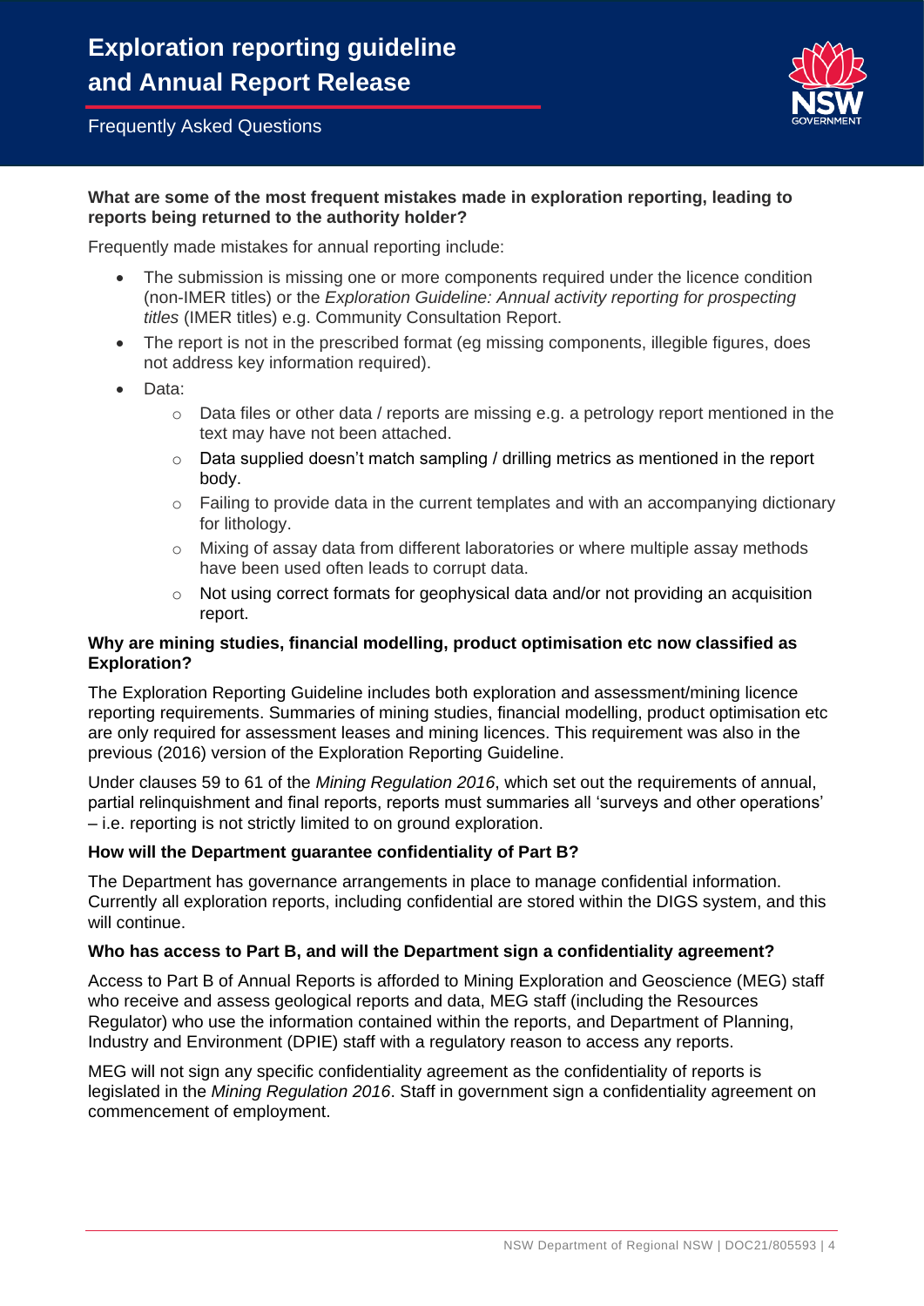**What are some of the most frequent mistakes made in exploration reporting, leading to reports being returned to the authority holder?**

Frequently made mistakes for annual reporting include:

- The submission is missing one or more components required under the licence condition (non-IMER titles) or the *Exploration Guideline: Annual activity reporting for prospecting titles* (IMER titles) e.g. Community Consultation Report.
- The report is not in the prescribed format (eg missing components, illegible figures, does not address key information required).
- Data:
  - Data files or other data / reports are missing e.g. a petrology report mentioned in the text may have not been attached.
  - Data supplied doesn't match sampling / drilling metrics as mentioned in the report body.
  - Failing to provide data in the current templates and with an accompanying dictionary for lithology.
  - Mixing of assay data from different laboratories or where multiple assay methods have been used often leads to corrupt data.
  - Not using correct formats for geophysical data and/or not providing an acquisition report.

**Why are mining studies, financial modelling, product optimisation etc now classified as Exploration?**

The Exploration Reporting Guideline includes both exploration and assessment/mining licence reporting requirements. Summaries of mining studies, financial modelling, product optimisation etc are only required for assessment leases and mining licences. This requirement was also in the previous (2016) version of the Exploration Reporting Guideline.

Under clauses 59 to 61 of the *Mining Regulation 2016*, which set out the requirements of annual, partial relinquishment and final reports, reports must summaries all 'surveys and other operations' – i.e. reporting is not strictly limited to on ground exploration.

**How will the Department guarantee confidentiality of Part B?**

The Department has governance arrangements in place to manage confidential information. Currently all exploration reports, including confidential are stored within the DIGS system, and this will continue.

**Who has access to Part B, and will the Department sign a confidentiality agreement?**

Access to Part B of Annual Reports is afforded to Mining Exploration and Geoscience (MEG) staff who receive and assess geological reports and data, MEG staff (including the Resources Regulator) who use the information contained within the reports, and Department of Planning, Industry and Environment (DPIE) staff with a regulatory reason to access any reports.

MEG will not sign any specific confidentiality agreement as the confidentiality of reports is legislated in the *Mining Regulation 2016*. Staff in government sign a confidentiality agreement on commencement of employment.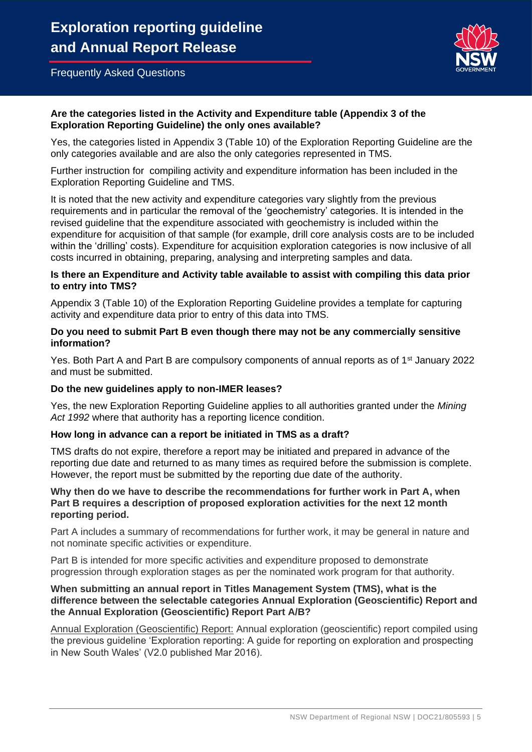**Are the categories listed in the Activity and Expenditure table (Appendix 3 of the Exploration Reporting Guideline) the only ones available?**

Yes, the categories listed in Appendix 3 (Table 10) of the Exploration Reporting Guideline are the only categories available and are also the only categories represented in TMS.

Further instruction for compiling activity and expenditure information has been included in the Exploration Reporting Guideline and TMS.

It is noted that the new activity and expenditure categories vary slightly from the previous requirements and in particular the removal of the 'geochemistry' categories. It is intended in the revised guideline that the expenditure associated with geochemistry is included within the expenditure for acquisition of that sample (for example, drill core analysis costs are to be included within the 'drilling' costs). Expenditure for acquisition exploration categories is now inclusive of all costs incurred in obtaining, preparing, analysing and interpreting samples and data.

**Is there an Expenditure and Activity table available to assist with compiling this data prior to entry into TMS?**

Appendix 3 (Table 10) of the Exploration Reporting Guideline provides a template for capturing activity and expenditure data prior to entry of this data into TMS.

**Do you need to submit Part B even though there may not be any commercially sensitive information?**

Yes. Both Part A and Part B are compulsory components of annual reports as of 1st January 2022 and must be submitted.

**Do the new guidelines apply to non-IMER leases?**

Yes, the new Exploration Reporting Guideline applies to all authorities granted under the *Mining Act 1992* where that authority has a reporting licence condition.

**How long in advance can a report be initiated in TMS as a draft?**

TMS drafts do not expire, therefore a report may be initiated and prepared in advance of the reporting due date and returned to as many times as required before the submission is complete. However, the report must be submitted by the reporting due date of the authority.

**Why then do we have to describe the recommendations for further work in Part A, when Part B requires a description of proposed exploration activities for the next 12 month reporting period.**

Part A includes a summary of recommendations for further work, it may be general in nature and not nominate specific activities or expenditure.

Part B is intended for more specific activities and expenditure proposed to demonstrate progression through exploration stages as per the nominated work program for that authority.

**When submitting an annual report in Titles Management System (TMS), what is the difference between the selectable categories Annual Exploration (Geoscientific) Report and the Annual Exploration (Geoscientific) Report Part A/B?**

Annual Exploration (Geoscientific) Report: Annual exploration (geoscientific) report compiled using the previous guideline 'Exploration reporting: A guide for reporting on exploration and prospecting in New South Wales' (V2.0 published Mar 2016).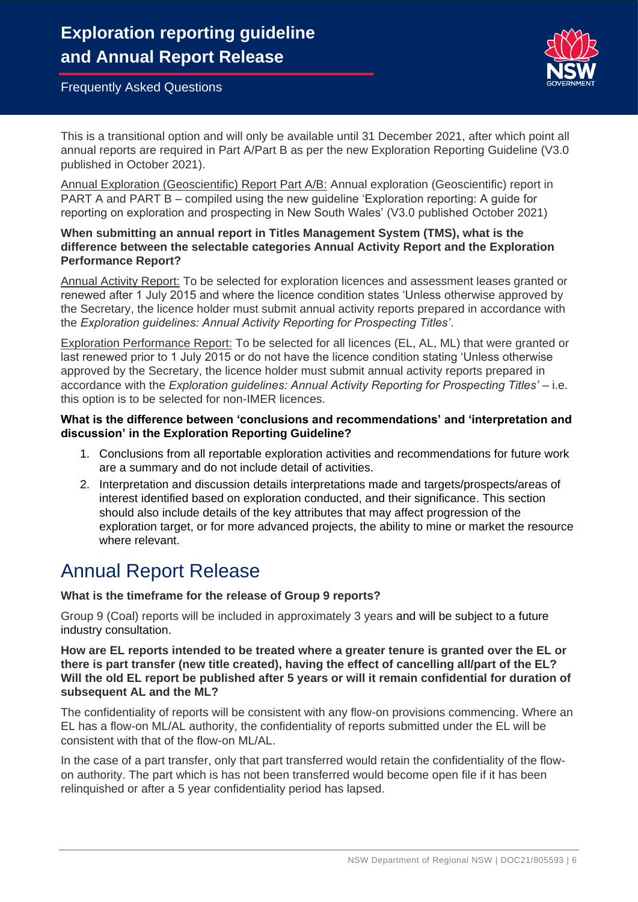This is a transitional option and will only be available until 31 December 2021, after which point all annual reports are required in Part A/Part B as per the new Exploration Reporting Guideline (V3.0 published in October 2021).

Annual Exploration (Geoscientific) Report Part A/B: Annual exploration (Geoscientific) report in PART A and PART B – compiled using the new guideline 'Exploration reporting: A guide for reporting on exploration and prospecting in New South Wales' (V3.0 published October 2021)

**When submitting an annual report in Titles Management System (TMS), what is the difference between the selectable categories Annual Activity Report and the Exploration Performance Report?**

Annual Activity Report: To be selected for exploration licences and assessment leases granted or renewed after 1 July 2015 and where the licence condition states 'Unless otherwise approved by the Secretary, the licence holder must submit annual activity reports prepared in accordance with the *Exploration guidelines: Annual Activity Reporting for Prospecting Titles'*.

Exploration Performance Report: To be selected for all licences (EL, AL, ML) that were granted or last renewed prior to 1 July 2015 or do not have the licence condition stating 'Unless otherwise approved by the Secretary, the licence holder must submit annual activity reports prepared in accordance with the *Exploration guidelines: Annual Activity Reporting for Prospecting Titles'* – i.e. this option is to be selected for non-IMER licences.

**What is the difference between 'conclusions and recommendations' and 'interpretation and discussion' in the Exploration Reporting Guideline?**

1. Conclusions from all reportable exploration activities and recommendations for future work are a summary and do not include detail of activities.
2. Interpretation and discussion details interpretations made and targets/prospects/areas of interest identified based on exploration conducted, and their significance. This section should also include details of the key attributes that may affect progression of the exploration target, or for more advanced projects, the ability to mine or market the resource where relevant.

# Annual Report Release

**What is the timeframe for the release of Group 9 reports?**

Group 9 (Coal) reports will be included in approximately 3 years and will be subject to a future industry consultation.

**How are EL reports intended to be treated where a greater tenure is granted over the EL or there is part transfer (new title created), having the effect of cancelling all/part of the EL? Will the old EL report be published after 5 years or will it remain confidential for duration of subsequent AL and the ML?**

The confidentiality of reports will be consistent with any flow-on provisions commencing. Where an EL has a flow-on ML/AL authority, the confidentiality of reports submitted under the EL will be consistent with that of the flow-on ML/AL.

In the case of a part transfer, only that part transferred would retain the confidentiality of the flow-on authority. The part which is has not been transferred would become open file if it has been relinquished or after a 5 year confidentiality period has lapsed.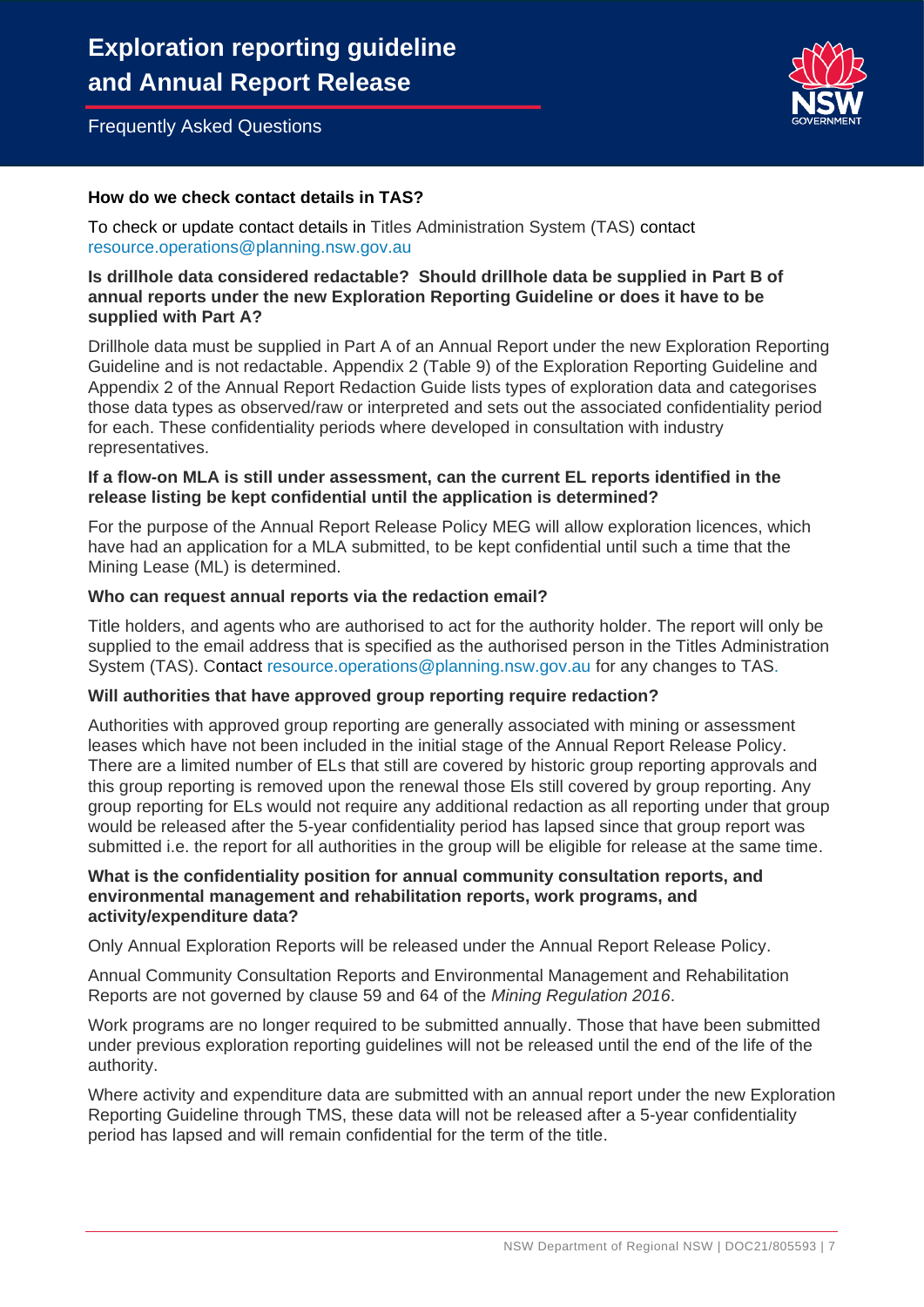**How do we check contact details in TAS?**

To check or update contact details in Titles Administration System (TAS) contact resource.operations@planning.nsw.gov.au

**Is drillhole data considered redactable? Should drillhole data be supplied in Part B of annual reports under the new Exploration Reporting Guideline or does it have to be supplied with Part A?**

Drillhole data must be supplied in Part A of an Annual Report under the new Exploration Reporting Guideline and is not redactable. Appendix 2 (Table 9) of the Exploration Reporting Guideline and Appendix 2 of the Annual Report Redaction Guide lists types of exploration data and categorises those data types as observed/raw or interpreted and sets out the associated confidentiality period for each. These confidentiality periods where developed in consultation with industry representatives.

**If a flow-on MLA is still under assessment, can the current EL reports identified in the release listing be kept confidential until the application is determined?**

For the purpose of the Annual Report Release Policy MEG will allow exploration licences, which have had an application for a MLA submitted, to be kept confidential until such a time that the Mining Lease (ML) is determined.

**Who can request annual reports via the redaction email?**

Title holders, and agents who are authorised to act for the authority holder. The report will only be supplied to the email address that is specified as the authorised person in the Titles Administration System (TAS). Contact resource.operations@planning.nsw.gov.au for any changes to TAS.

**Will authorities that have approved group reporting require redaction?**

Authorities with approved group reporting are generally associated with mining or assessment leases which have not been included in the initial stage of the Annual Report Release Policy. There are a limited number of ELs that still are covered by historic group reporting approvals and this group reporting is removed upon the renewal those Els still covered by group reporting. Any group reporting for ELs would not require any additional redaction as all reporting under that group would be released after the 5-year confidentiality period has lapsed since that group report was submitted i.e. the report for all authorities in the group will be eligible for release at the same time.

**What is the confidentiality position for annual community consultation reports, and environmental management and rehabilitation reports, work programs, and activity/expenditure data?**

Only Annual Exploration Reports will be released under the Annual Report Release Policy.

Annual Community Consultation Reports and Environmental Management and Rehabilitation Reports are not governed by clause 59 and 64 of the *Mining Regulation 2016*.

Work programs are no longer required to be submitted annually. Those that have been submitted under previous exploration reporting guidelines will not be released until the end of the life of the authority.

Where activity and expenditure data are submitted with an annual report under the new Exploration Reporting Guideline through TMS, these data will not be released after a 5-year confidentiality period has lapsed and will remain confidential for the term of the title.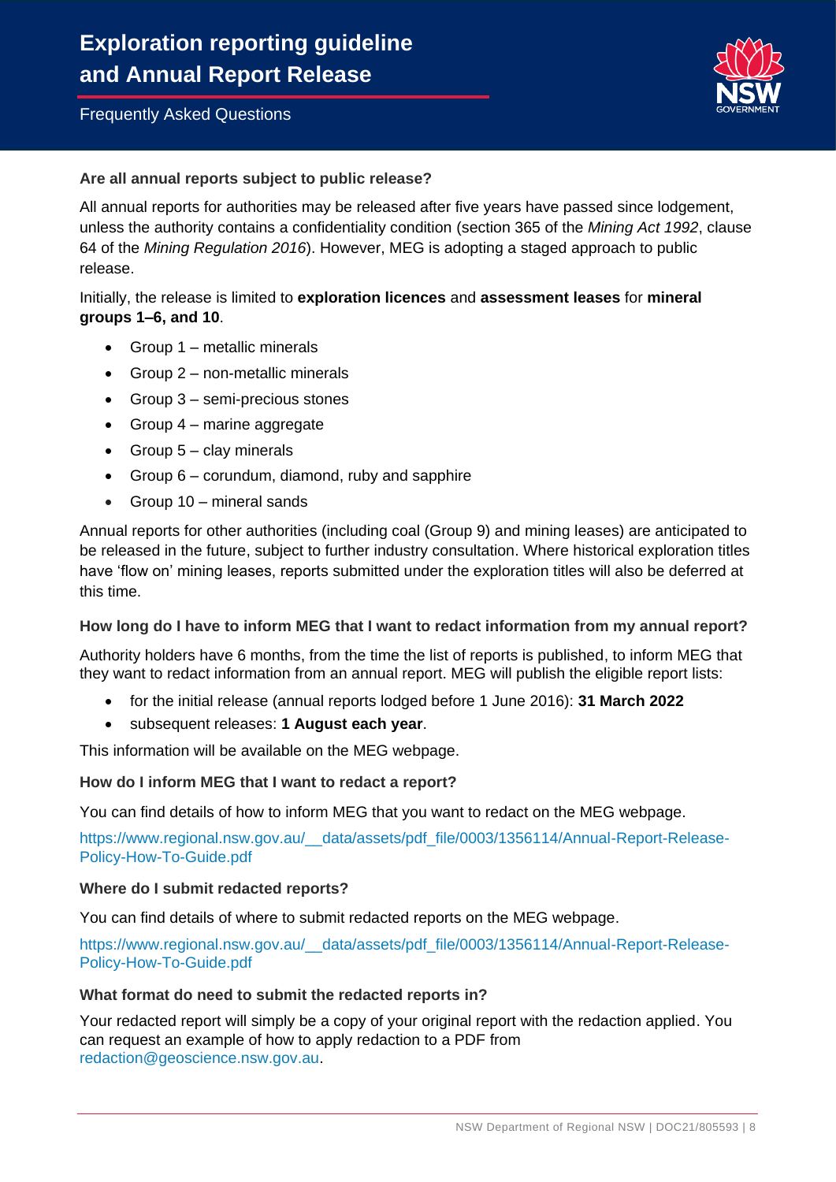# Exploration reporting guideline and Annual Report Release

Frequently Asked Questions

### Are all annual reports subject to public release?

All annual reports for authorities may be released after five years have passed since lodgement, unless the authority contains a confidentiality condition (section 365 of the *Mining Act 1992*, clause 64 of the *Mining Regulation 2016*). However, MEG is adopting a staged approach to public release.

Initially, the release is limited to **exploration licences** and **assessment leases** for **mineral groups 1–6, and 10**.

- Group 1 – metallic minerals
- Group 2 – non-metallic minerals
- Group 3 – semi-precious stones
- Group 4 – marine aggregate
- Group 5 – clay minerals
- Group 6 – corundum, diamond, ruby and sapphire
- Group 10 – mineral sands

Annual reports for other authorities (including coal (Group 9) and mining leases) are anticipated to be released in the future, subject to further industry consultation. Where historical exploration titles have 'flow on' mining leases, reports submitted under the exploration titles will also be deferred at this time.

### How long do I have to inform MEG that I want to redact information from my annual report?

Authority holders have 6 months, from the time the list of reports is published, to inform MEG that they want to redact information from an annual report. MEG will publish the eligible report lists:

- for the initial release (annual reports lodged before 1 June 2016): **31 March 2022**
- subsequent releases: **1 August each year**.

This information will be available on the MEG webpage.

### How do I inform MEG that I want to redact a report?

You can find details of how to inform MEG that you want to redact on the MEG webpage.

https://www.regional.nsw.gov.au/__data/assets/pdf_file/0003/1356114/Annual-Report-Release-Policy-How-To-Guide.pdf

### Where do I submit redacted reports?

You can find details of where to submit redacted reports on the MEG webpage.

https://www.regional.nsw.gov.au/__data/assets/pdf_file/0003/1356114/Annual-Report-Release-Policy-How-To-Guide.pdf

### What format do need to submit the redacted reports in?

Your redacted report will simply be a copy of your original report with the redaction applied. You can request an example of how to apply redaction to a PDF from redaction@geoscience.nsw.gov.au.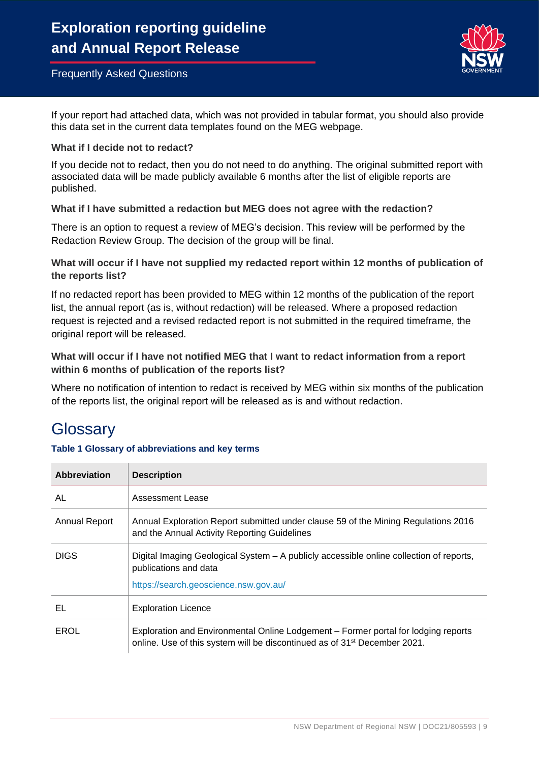If your report had attached data, which was not provided in tabular format, you should also provide this data set in the current data templates found on the MEG webpage.

**What if I decide not to redact?**

If you decide not to redact, then you do not need to do anything. The original submitted report with associated data will be made publicly available 6 months after the list of eligible reports are published.

**What if I have submitted a redaction but MEG does not agree with the redaction?**

There is an option to request a review of MEG's decision. This review will be performed by the Redaction Review Group. The decision of the group will be final.

**What will occur if I have not supplied my redacted report within 12 months of publication of the reports list?**

If no redacted report has been provided to MEG within 12 months of the publication of the report list, the annual report (as is, without redaction) will be released. Where a proposed redaction request is rejected and a revised redacted report is not submitted in the required timeframe, the original report will be released.

**What will occur if I have not notified MEG that I want to redact information from a report within 6 months of publication of the reports list?**

Where no notification of intention to redact is received by MEG within six months of the publication of the reports list, the original report will be released as is and without redaction.

# Glossary

**Table 1 Glossary of abbreviations and key terms**

| Abbreviation | Description |
| --- | --- |
| AL | Assessment Lease |
| Annual Report | Annual Exploration Report submitted under clause 59 of the Mining Regulations 2016 and the Annual Activity Reporting Guidelines |
| DIGS | Digital Imaging Geological System – A publicly accessible online collection of reports, publications and data<br>https://search.geoscience.nsw.gov.au/ |
| EL | Exploration Licence |
| EROL | Exploration and Environmental Online Lodgement – Former portal for lodging reports online. Use of this system will be discontinued as of 31st December 2021. |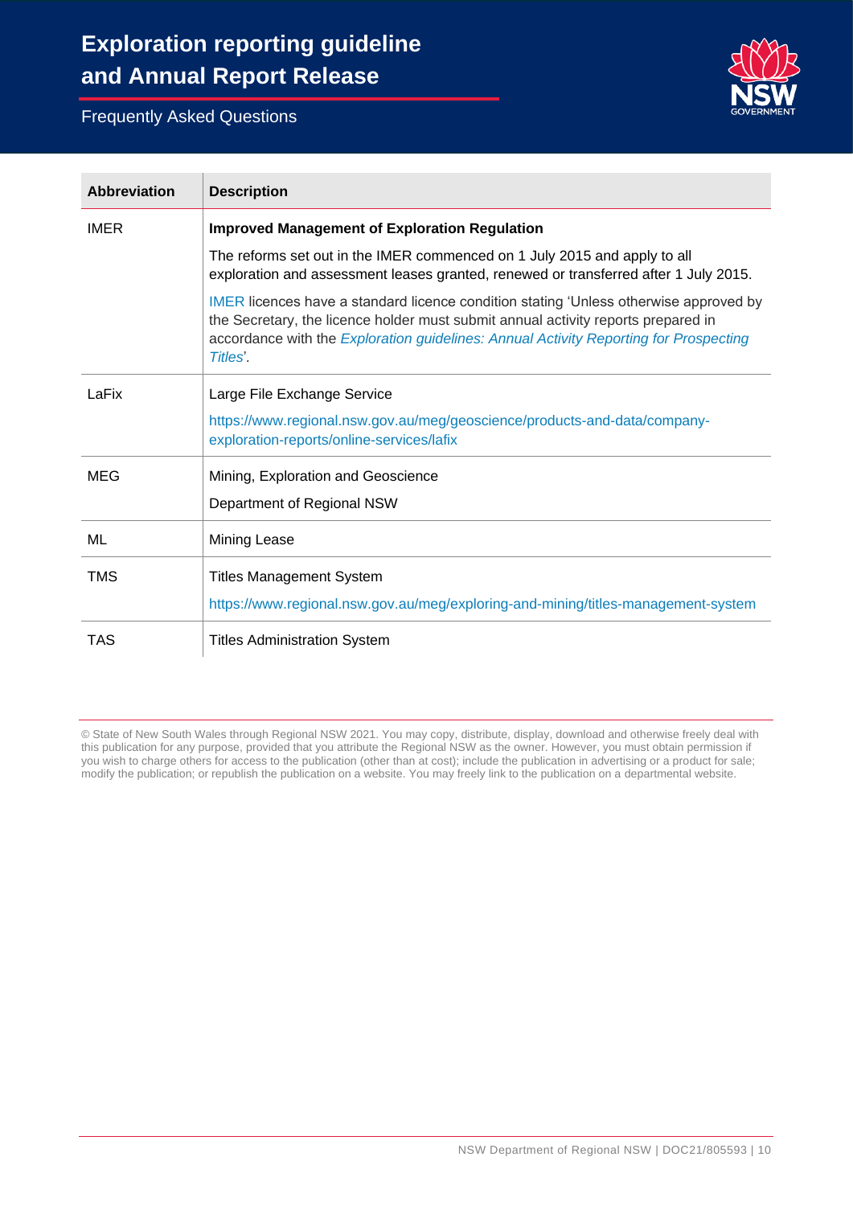| Abbreviation | Description |
|---|---|
| IMER | **Improved Management of Exploration Regulation**<br>The reforms set out in the IMER commenced on 1 July 2015 and apply to all exploration and assessment leases granted, renewed or transferred after 1 July 2015.<br>IMER licences have a standard licence condition stating 'Unless otherwise approved by the Secretary, the licence holder must submit annual activity reports prepared in accordance with the *Exploration guidelines: Annual Activity Reporting for Prospecting Titles*'. |
| LaFix | Large File Exchange Service<br>https://www.regional.nsw.gov.au/meg/geoscience/products-and-data/company-exploration-reports/online-services/lafix |
| MEG | Mining, Exploration and Geoscience<br>Department of Regional NSW |
| ML | Mining Lease |
| TMS | Titles Management System<br>https://www.regional.nsw.gov.au/meg/exploring-and-mining/titles-management-system |
| TAS | Titles Administration System |

© State of New South Wales through Regional NSW 2021. You may copy, distribute, display, download and otherwise freely deal with this publication for any purpose, provided that you attribute the Regional NSW as the owner. However, you must obtain permission if you wish to charge others for access to the publication (other than at cost); include the publication in advertising or a product for sale; modify the publication; or republish the publication on a website. You may freely link to the publication on a departmental website.